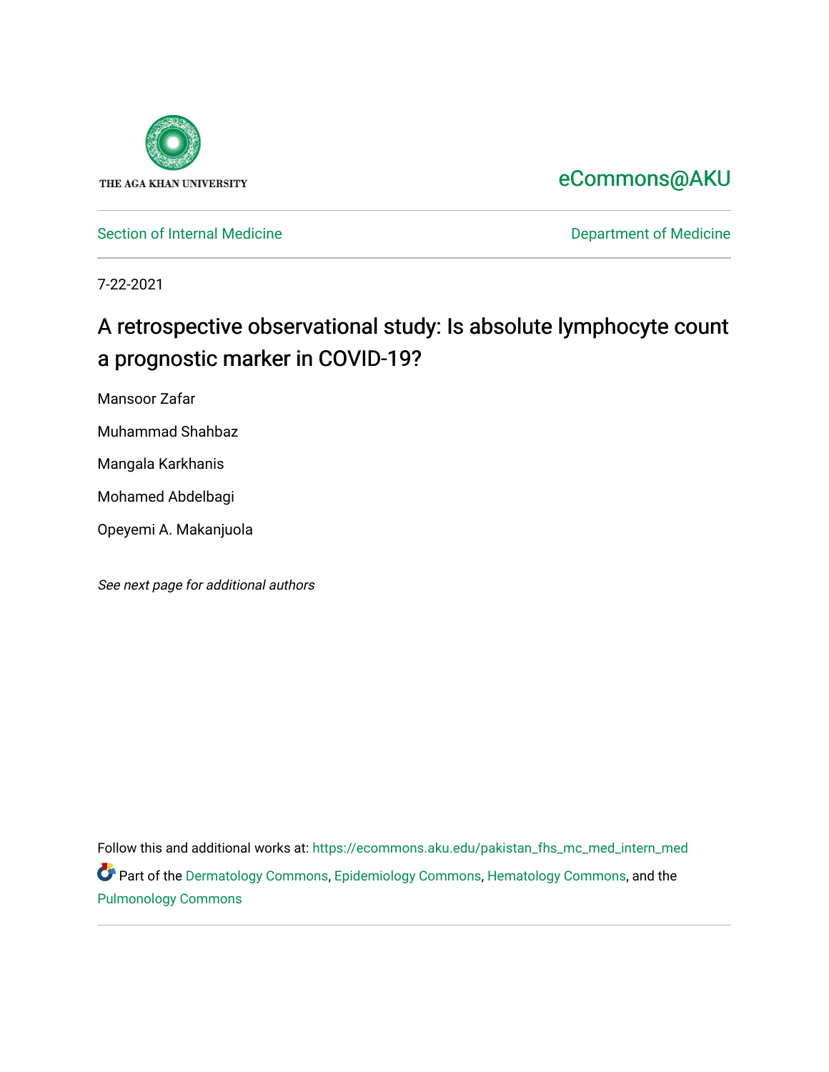THE AGA KHAN UNIVERSITY

eCommons@AKU

Section of Internal Medicine

Department of Medicine

7-22-2021

# A retrospective observational study: Is absolute lymphocyte count a prognostic marker in COVID-19?

Mansoor Zafar

Muhammad Shahbaz

Mangala Karkhanis

Mohamed Abdelbagi

Opeyemi A. Makanjuola

*See next page for additional authors*

Follow this and additional works at: https://ecommons.aku.edu/pakistan_fhs_mc_med_intern_med

Part of the Dermatology Commons, Epidemiology Commons, Hematology Commons, and the Pulmonology Commons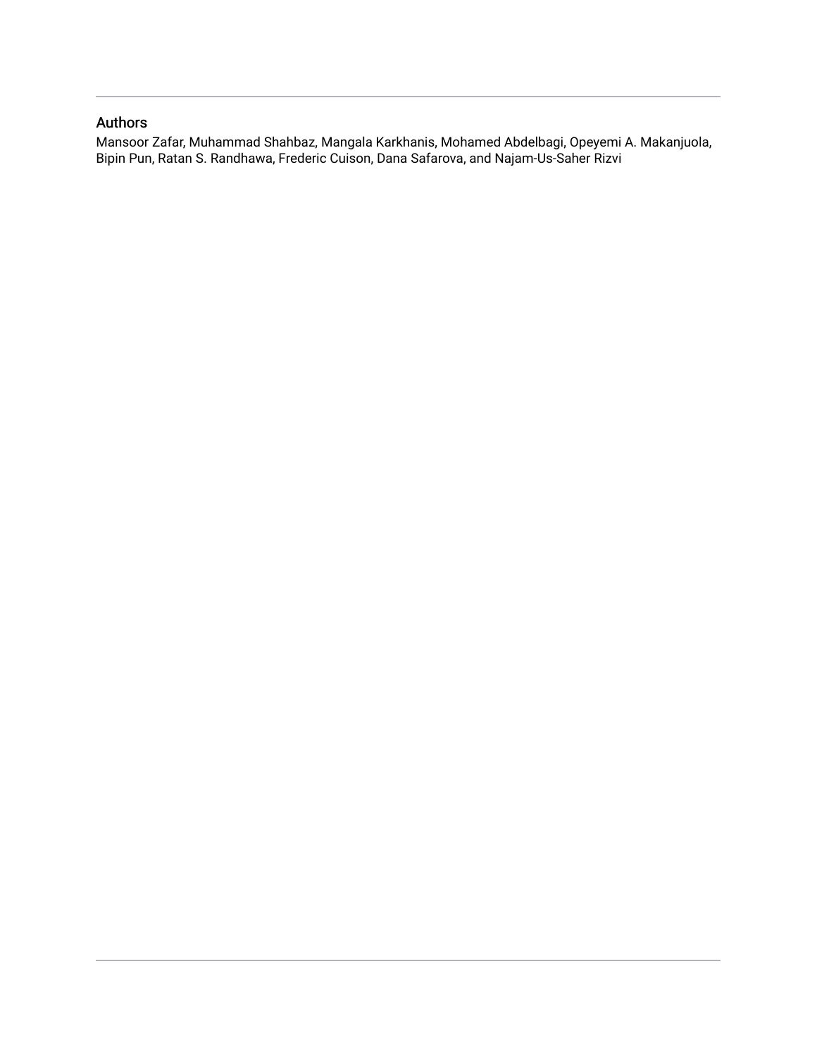## Authors

Mansoor Zafar, Muhammad Shahbaz, Mangala Karkhanis, Mohamed Abdelbagi, Opeyemi A. Makanjuola, Bipin Pun, Ratan S. Randhawa, Frederic Cuison, Dana Safarova, and Najam-Us-Saher Rizvi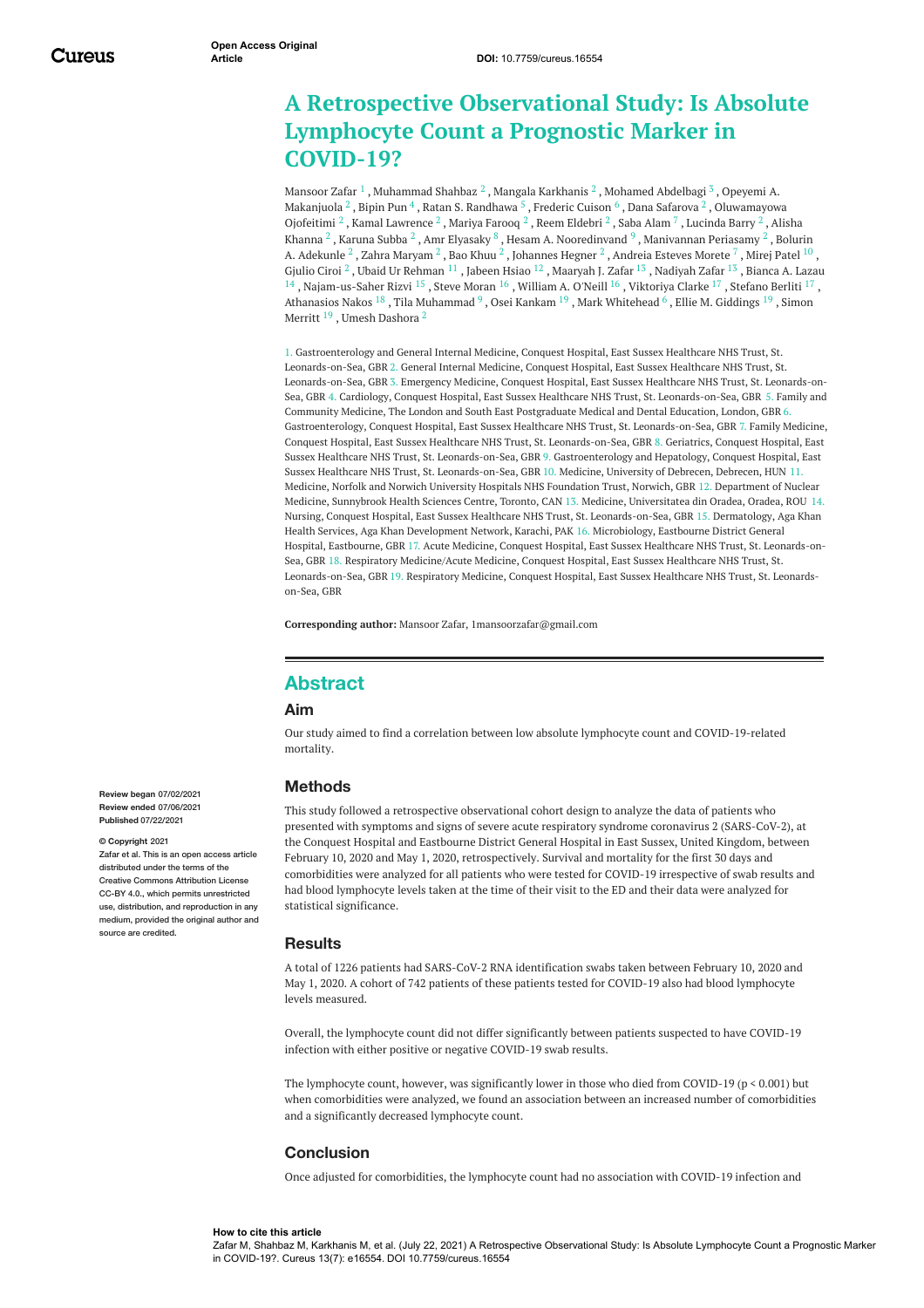# A Retrospective Observational Study: Is Absolute Lymphocyte Count a Prognostic Marker in COVID-19?

Mansoor Zafar [1] , Muhammad Shahbaz [2] , Mangala Karkhanis [2] , Mohamed Abdelbagi [3] , Opeyemi A. Makanjuola [2] , Bipin Pun [4] , Ratan S. Randhawa [5] , Frederic Cuison [6] , Dana Safarova [2] , Oluwamayowa Ojofeitimi [2] , Kamal Lawrence [2] , Mariya Farooq [2] , Reem Eldebri [2] , Saba Alam [7] , Lucinda Barry [2] , Alisha Khanna [2] , Karuna Subba [2] , Amr Elyasaky [8] , Hesam A. Nooredinvand [9] , Manivannan Periasamy [2] , Bolurin A. Adekunle [2] , Zahra Maryam [2] , Bao Khuu [2] , Johannes Hegner [2] , Andreia Esteves Morete [7] , Mirej Patel [10] , Gjulio Ciroi [2] , Ubaid Ur Rehman [11] , Jabeen Hsiao [12] , Maaryah J. Zafar [13] , Nadiyah Zafar [13] , Bianca A. Lazau [14] , Najam-us-Saher Rizvi [15] , Steve Moran [16] , William A. O'Neill [16] , Viktoriya Clarke [17] , Stefano Berliti [17] , Athanasios Nakos [18] , Tila Muhammad [9] , Osei Kankam [19] , Mark Whitehead [6] , Ellie M. Giddings [19] , Simon Merritt [19] , Umesh Dashora [2]

1. Gastroenterology and General Internal Medicine, Conquest Hospital, East Sussex Healthcare NHS Trust, St. Leonards-on-Sea, GBR 2. General Internal Medicine, Conquest Hospital, East Sussex Healthcare NHS Trust, St. Leonards-on-Sea, GBR 3. Emergency Medicine, Conquest Hospital, East Sussex Healthcare NHS Trust, St. Leonards-on-Sea, GBR 4. Cardiology, Conquest Hospital, East Sussex Healthcare NHS Trust, St. Leonards-on-Sea, GBR 5. Family and Community Medicine, The London and South East Postgraduate Medical and Dental Education, London, GBR 6. Gastroenterology, Conquest Hospital, East Sussex Healthcare NHS Trust, St. Leonards-on-Sea, GBR 7. Family Medicine, Conquest Hospital, East Sussex Healthcare NHS Trust, St. Leonards-on-Sea, GBR 8. Geriatrics, Conquest Hospital, East Sussex Healthcare NHS Trust, St. Leonards-on-Sea, GBR 9. Gastroenterology and Hepatology, Conquest Hospital, East Sussex Healthcare NHS Trust, St. Leonards-on-Sea, GBR 10. Medicine, University of Debrecen, Debrecen, HUN 11. Medicine, Norfolk and Norwich University Hospitals NHS Foundation Trust, Norwich, GBR 12. Department of Nuclear Medicine, Sunnybrook Health Sciences Centre, Toronto, CAN 13. Medicine, Universitatea din Oradea, Oradea, ROU 14. Nursing, Conquest Hospital, East Sussex Healthcare NHS Trust, St. Leonards-on-Sea, GBR 15. Dermatology, Aga Khan Health Services, Aga Khan Development Network, Karachi, PAK 16. Microbiology, Eastbourne District General Hospital, Eastbourne, GBR 17. Acute Medicine, Conquest Hospital, East Sussex Healthcare NHS Trust, St. Leonards-on-Sea, GBR 18. Respiratory Medicine/Acute Medicine, Conquest Hospital, East Sussex Healthcare NHS Trust, St. Leonards-on-Sea, GBR 19. Respiratory Medicine, Conquest Hospital, East Sussex Healthcare NHS Trust, St. Leonards-on-Sea, GBR

**Corresponding author:** Mansoor Zafar, 1mansoorzafar@gmail.com

**Review began** 07/02/2021
**Review ended** 07/06/2021
**Published** 07/22/2021

**© Copyright** 2021
Zafar et al. This is an open access article distributed under the terms of the Creative Commons Attribution License CC-BY 4.0., which permits unrestricted use, distribution, and reproduction in any medium, provided the original author and source are credited.

## Abstract

### Aim

Our study aimed to find a correlation between low absolute lymphocyte count and COVID-19-related mortality.

### Methods

This study followed a retrospective observational cohort design to analyze the data of patients who presented with symptoms and signs of severe acute respiratory syndrome coronavirus 2 (SARS-CoV-2), at the Conquest Hospital and Eastbourne District General Hospital in East Sussex, United Kingdom, between February 10, 2020 and May 1, 2020, retrospectively. Survival and mortality for the first 30 days and comorbidities were analyzed for all patients who were tested for COVID-19 irrespective of swab results and had blood lymphocyte levels taken at the time of their visit to the ED and their data were analyzed for statistical significance.

### Results

A total of 1226 patients had SARS-CoV-2 RNA identification swabs taken between February 10, 2020 and May 1, 2020. A cohort of 742 patients of these patients tested for COVID-19 also had blood lymphocyte levels measured.

Overall, the lymphocyte count did not differ significantly between patients suspected to have COVID-19 infection with either positive or negative COVID-19 swab results.

The lymphocyte count, however, was significantly lower in those who died from COVID-19 ($p < 0.001$) but when comorbidities were analyzed, we found an association between an increased number of comorbidities and a significantly decreased lymphocyte count.

### Conclusion

Once adjusted for comorbidities, the lymphocyte count had no association with COVID-19 infection and

**How to cite this article**
Zafar M, Shahbaz M, Karkhanis M, et al. (July 22, 2021) A Retrospective Observational Study: Is Absolute Lymphocyte Count a Prognostic Marker in COVID-19?. Cureus 13(7): e16554. DOI 10.7759/cureus.16554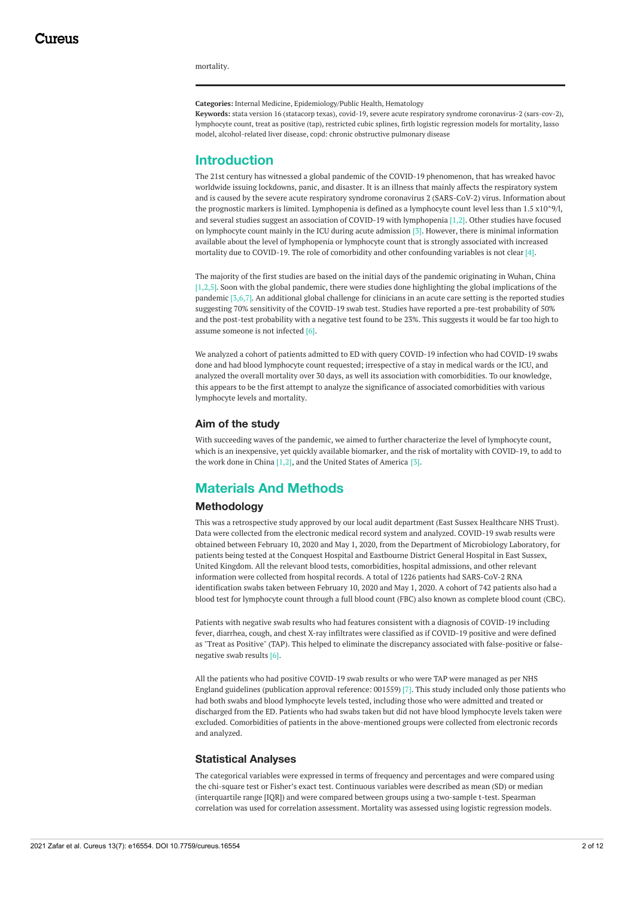mortality.

**Categories:** Internal Medicine, Epidemiology/Public Health, Hematology
**Keywords:** stata version 16 (statacorp texas), covid-19, severe acute respiratory syndrome coronavirus-2 (sars-cov-2), lymphocyte count, treat as positive (tap), restricted cubic splines, firth logistic regression models for mortality, lasso model, alcohol-related liver disease, copd: chronic obstructive pulmonary disease

## Introduction

The 21st century has witnessed a global pandemic of the COVID-19 phenomenon, that has wreaked havoc worldwide issuing lockdowns, panic, and disaster. It is an illness that mainly affects the respiratory system and is caused by the severe acute respiratory syndrome coronavirus 2 (SARS-CoV-2) virus. Information about the prognostic markers is limited. Lymphopenia is defined as a lymphocyte count level less than 1.5 x10^9/l, and several studies suggest an association of COVID-19 with lymphopenia [1,2]. Other studies have focused on lymphocyte count mainly in the ICU during acute admission [3]. However, there is minimal information available about the level of lymphopenia or lymphocyte count that is strongly associated with increased mortality due to COVID-19. The role of comorbidity and other confounding variables is not clear [4].

The majority of the first studies are based on the initial days of the pandemic originating in Wuhan, China [1,2,5]. Soon with the global pandemic, there were studies done highlighting the global implications of the pandemic [3,6,7]. An additional global challenge for clinicians in an acute care setting is the reported studies suggesting 70% sensitivity of the COVID-19 swab test. Studies have reported a pre-test probability of 50% and the post-test probability with a negative test found to be 23%. This suggests it would be far too high to assume someone is not infected [6].

We analyzed a cohort of patients admitted to ED with query COVID-19 infection who had COVID-19 swabs done and had blood lymphocyte count requested; irrespective of a stay in medical wards or the ICU, and analyzed the overall mortality over 30 days, as well its association with comorbidities. To our knowledge, this appears to be the first attempt to analyze the significance of associated comorbidities with various lymphocyte levels and mortality.

### Aim of the study

With succeeding waves of the pandemic, we aimed to further characterize the level of lymphocyte count, which is an inexpensive, yet quickly available biomarker, and the risk of mortality with COVID-19, to add to the work done in China [1,2], and the United States of America [3].

## Materials And Methods

### Methodology

This was a retrospective study approved by our local audit department (East Sussex Healthcare NHS Trust). Data were collected from the electronic medical record system and analyzed. COVID-19 swab results were obtained between February 10, 2020 and May 1, 2020, from the Department of Microbiology Laboratory, for patients being tested at the Conquest Hospital and Eastbourne District General Hospital in East Sussex, United Kingdom. All the relevant blood tests, comorbidities, hospital admissions, and other relevant information were collected from hospital records. A total of 1226 patients had SARS-CoV-2 RNA identification swabs taken between February 10, 2020 and May 1, 2020. A cohort of 742 patients also had a blood test for lymphocyte count through a full blood count (FBC) also known as complete blood count (CBC).

Patients with negative swab results who had features consistent with a diagnosis of COVID-19 including fever, diarrhea, cough, and chest X-ray infiltrates were classified as if COVID-19 positive and were defined as "Treat as Positive" (TAP). This helped to eliminate the discrepancy associated with false-positive or false-negative swab results [6].

All the patients who had positive COVID-19 swab results or who were TAP were managed as per NHS England guidelines (publication approval reference: 001559) [7]. This study included only those patients who had both swabs and blood lymphocyte levels tested, including those who were admitted and treated or discharged from the ED. Patients who had swabs taken but did not have blood lymphocyte levels taken were excluded. Comorbidities of patients in the above-mentioned groups were collected from electronic records and analyzed.

### Statistical Analyses

The categorical variables were expressed in terms of frequency and percentages and were compared using the chi-square test or Fisher's exact test. Continuous variables were described as mean (SD) or median (interquartile range [IQR]) and were compared between groups using a two-sample t-test. Spearman correlation was used for correlation assessment. Mortality was assessed using logistic regression models.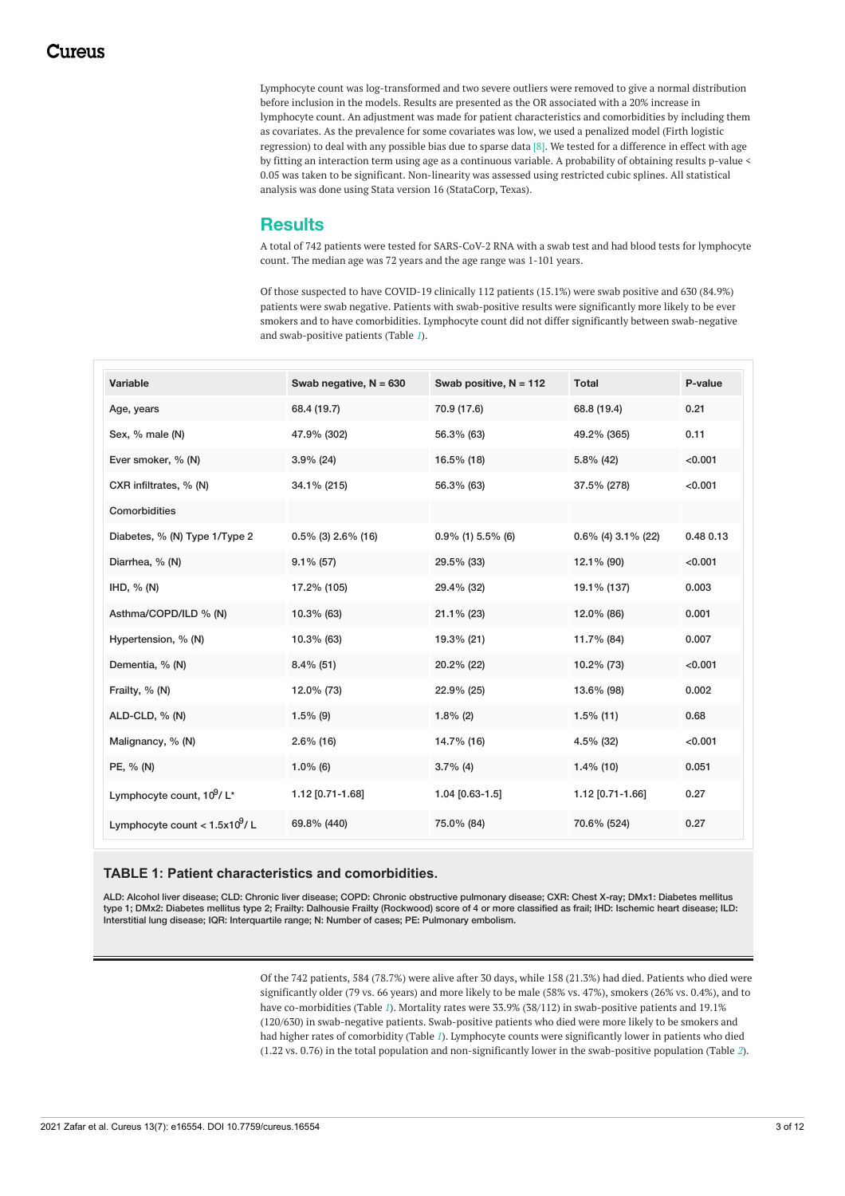Lymphocyte count was log-transformed and two severe outliers were removed to give a normal distribution before inclusion in the models. Results are presented as the OR associated with a 20% increase in lymphocyte count. An adjustment was made for patient characteristics and comorbidities by including them as covariates. As the prevalence for some covariates was low, we used a penalized model (Firth logistic regression) to deal with any possible bias due to sparse data [8]. We tested for a difference in effect with age by fitting an interaction term using age as a continuous variable. A probability of obtaining results p-value < 0.05 was taken to be significant. Non-linearity was assessed using restricted cubic splines. All statistical analysis was done using Stata version 16 (StataCorp, Texas).

## Results

A total of 742 patients were tested for SARS-CoV-2 RNA with a swab test and had blood tests for lymphocyte count. The median age was 72 years and the age range was 1-101 years.

Of those suspected to have COVID-19 clinically 112 patients (15.1%) were swab positive and 630 (84.9%) patients were swab negative. Patients with swab-positive results were significantly more likely to be ever smokers and to have comorbidities. Lymphocyte count did not differ significantly between swab-negative and swab-positive patients (Table 1).

| Variable | Swab negative, N = 630 | Swab positive, N = 112 | Total | P-value |
|---|---|---|---|---|
| Age, years | 68.4 (19.7) | 70.9 (17.6) | 68.8 (19.4) | 0.21 |
| Sex, % male (N) | 47.9% (302) | 56.3% (63) | 49.2% (365) | 0.11 |
| Ever smoker, % (N) | 3.9% (24) | 16.5% (18) | 5.8% (42) | <0.001 |
| CXR infiltrates, % (N) | 34.1% (215) | 56.3% (63) | 37.5% (278) | <0.001 |
| Comorbidities | | | | |
| Diabetes, % (N) Type 1/Type 2 | 0.5% (3) 2.6% (16) | 0.9% (1) 5.5% (6) | 0.6% (4) 3.1% (22) | 0.48 0.13 |
| Diarrhea, % (N) | 9.1% (57) | 29.5% (33) | 12.1% (90) | <0.001 |
| IHD, % (N) | 17.2% (105) | 29.4% (32) | 19.1% (137) | 0.003 |
| Asthma/COPD/ILD % (N) | 10.3% (63) | 21.1% (23) | 12.0% (86) | 0.001 |
| Hypertension, % (N) | 10.3% (63) | 19.3% (21) | 11.7% (84) | 0.007 |
| Dementia, % (N) | 8.4% (51) | 20.2% (22) | 10.2% (73) | <0.001 |
| Frailty, % (N) | 12.0% (73) | 22.9% (25) | 13.6% (98) | 0.002 |
| ALD-CLD, % (N) | 1.5% (9) | 1.8% (2) | 1.5% (11) | 0.68 |
| Malignancy, % (N) | 2.6% (16) | 14.7% (16) | 4.5% (32) | <0.001 |
| PE, % (N) | 1.0% (6) | 3.7% (4) | 1.4% (10) | 0.051 |
| Lymphocyte count, $10^9$/ L* | 1.12 [0.71-1.68] | 1.04 [0.63-1.5] | 1.12 [0.71-1.66] | 0.27 |
| Lymphocyte count < 1.5x$10^9$/ L | 69.8% (440) | 75.0% (84) | 70.6% (524) | 0.27 |

**TABLE 1: Patient characteristics and comorbidities.**

ALD: Alcohol liver disease; CLD: Chronic liver disease; COPD: Chronic obstructive pulmonary disease; CXR: Chest X-ray; DMx1: Diabetes mellitus type 1; DMx2: Diabetes mellitus type 2; Frailty: Dalhousie Frailty (Rockwood) score of 4 or more classified as frail; IHD: Ischemic heart disease; ILD: Interstitial lung disease; IQR: Interquartile range; N: Number of cases; PE: Pulmonary embolism.

Of the 742 patients, 584 (78.7%) were alive after 30 days, while 158 (21.3%) had died. Patients who died were significantly older (79 vs. 66 years) and more likely to be male (58% vs. 47%), smokers (26% vs. 0.4%), and to have co-morbidities (Table 1). Mortality rates were 33.9% (38/112) in swab-positive patients and 19.1% (120/630) in swab-negative patients. Swab-positive patients who died were more likely to be smokers and had higher rates of comorbidity (Table 1). Lymphocyte counts were significantly lower in patients who died (1.22 vs. 0.76) in the total population and non-significantly lower in the swab-positive population (Table 2).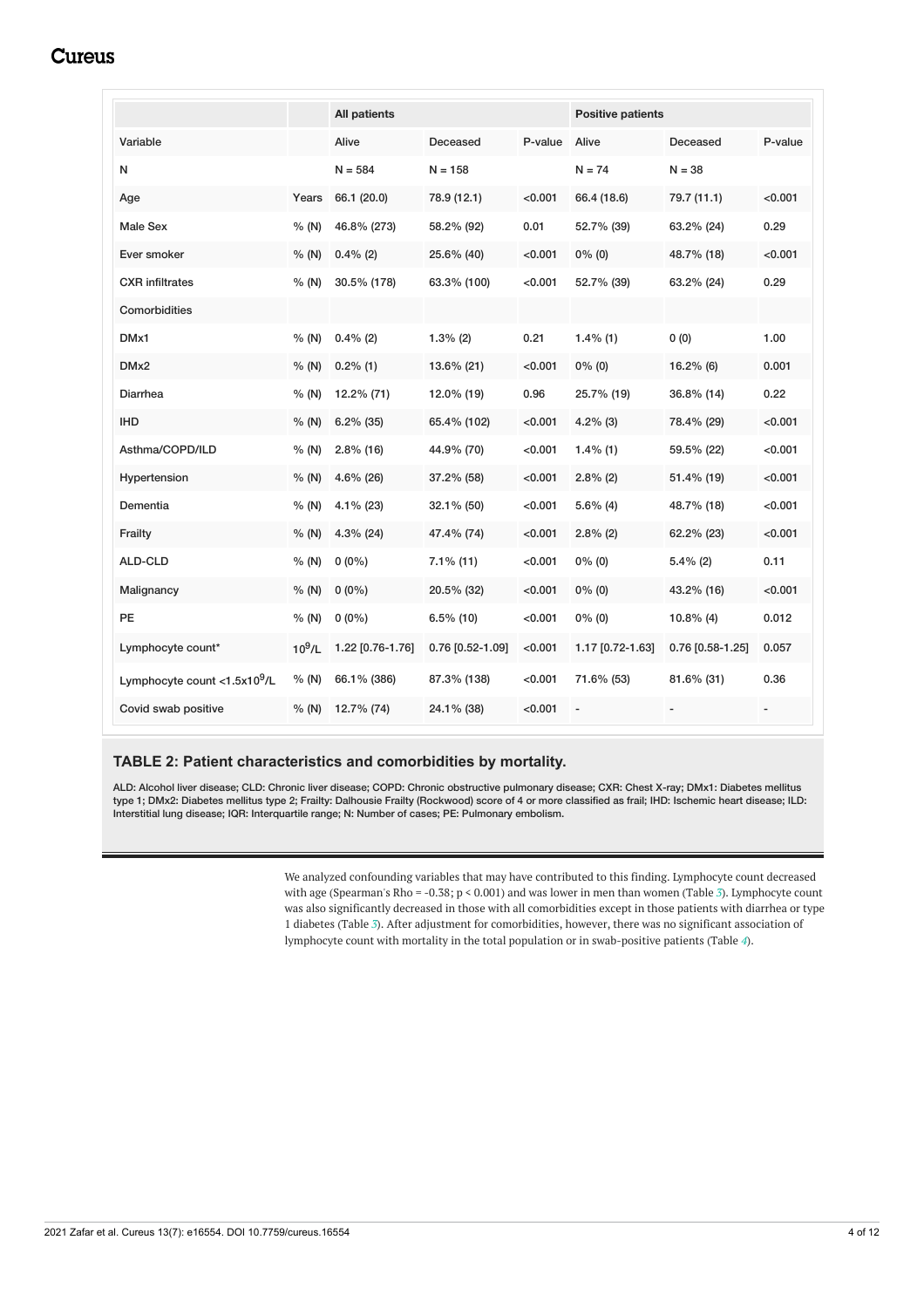| | | All patients | | | Positive patients | | |
|---|---|---|---|---|---|---|---|
| Variable | | Alive | Deceased | P-value | Alive | Deceased | P-value |
| N | | N = 584 | N = 158 | | N = 74 | N = 38 | |
| Age | Years | 66.1 (20.0) | 78.9 (12.1) | <0.001 | 66.4 (18.6) | 79.7 (11.1) | <0.001 |
| Male Sex | % (N) | 46.8% (273) | 58.2% (92) | 0.01 | 52.7% (39) | 63.2% (24) | 0.29 |
| Ever smoker | % (N) | 0.4% (2) | 25.6% (40) | <0.001 | 0% (0) | 48.7% (18) | <0.001 |
| CXR infiltrates | % (N) | 30.5% (178) | 63.3% (100) | <0.001 | 52.7% (39) | 63.2% (24) | 0.29 |
| Comorbidities | | | | | | | |
| DMx1 | % (N) | 0.4% (2) | 1.3% (2) | 0.21 | 1.4% (1) | 0 (0) | 1.00 |
| DMx2 | % (N) | 0.2% (1) | 13.6% (21) | <0.001 | 0% (0) | 16.2% (6) | 0.001 |
| Diarrhea | % (N) | 12.2% (71) | 12.0% (19) | 0.96 | 25.7% (19) | 36.8% (14) | 0.22 |
| IHD | % (N) | 6.2% (35) | 65.4% (102) | <0.001 | 4.2% (3) | 78.4% (29) | <0.001 |
| Asthma/COPD/ILD | % (N) | 2.8% (16) | 44.9% (70) | <0.001 | 1.4% (1) | 59.5% (22) | <0.001 |
| Hypertension | % (N) | 4.6% (26) | 37.2% (58) | <0.001 | 2.8% (2) | 51.4% (19) | <0.001 |
| Dementia | % (N) | 4.1% (23) | 32.1% (50) | <0.001 | 5.6% (4) | 48.7% (18) | <0.001 |
| Frailty | % (N) | 4.3% (24) | 47.4% (74) | <0.001 | 2.8% (2) | 62.2% (23) | <0.001 |
| ALD-CLD | % (N) | 0 (0%) | 7.1% (11) | <0.001 | 0% (0) | 5.4% (2) | 0.11 |
| Malignancy | % (N) | 0 (0%) | 20.5% (32) | <0.001 | 0% (0) | 43.2% (16) | <0.001 |
| PE | % (N) | 0 (0%) | 6.5% (10) | <0.001 | 0% (0) | 10.8% (4) | 0.012 |
| Lymphocyte count* | $10^9$/L | 1.22 [0.76-1.76] | 0.76 [0.52-1.09] | <0.001 | 1.17 [0.72-1.63] | 0.76 [0.58-1.25] | 0.057 |
| Lymphocyte count <1.5x$10^9$/L | % (N) | 66.1% (386) | 87.3% (138) | <0.001 | 71.6% (53) | 81.6% (31) | 0.36 |
| Covid swab positive | % (N) | 12.7% (74) | 24.1% (38) | <0.001 | - | - | - |

**TABLE 2: Patient characteristics and comorbidities by mortality.**

ALD: Alcohol liver disease; CLD: Chronic liver disease; COPD: Chronic obstructive pulmonary disease; CXR: Chest X-ray; DMx1: Diabetes mellitus type 1; DMx2: Diabetes mellitus type 2; Frailty: Dalhousie Frailty (Rockwood) score of 4 or more classified as frail; IHD: Ischemic heart disease; ILD: Interstitial lung disease; IQR: Interquartile range; N: Number of cases; PE: Pulmonary embolism.

We analyzed confounding variables that may have contributed to this finding. Lymphocyte count decreased with age (Spearman's Rho = -0.38; $p < 0.001$) and was lower in men than women (Table 3). Lymphocyte count was also significantly decreased in those with all comorbidities except in those patients with diarrhea or type 1 diabetes (Table 3). After adjustment for comorbidities, however, there was no significant association of lymphocyte count with mortality in the total population or in swab-positive patients (Table 4).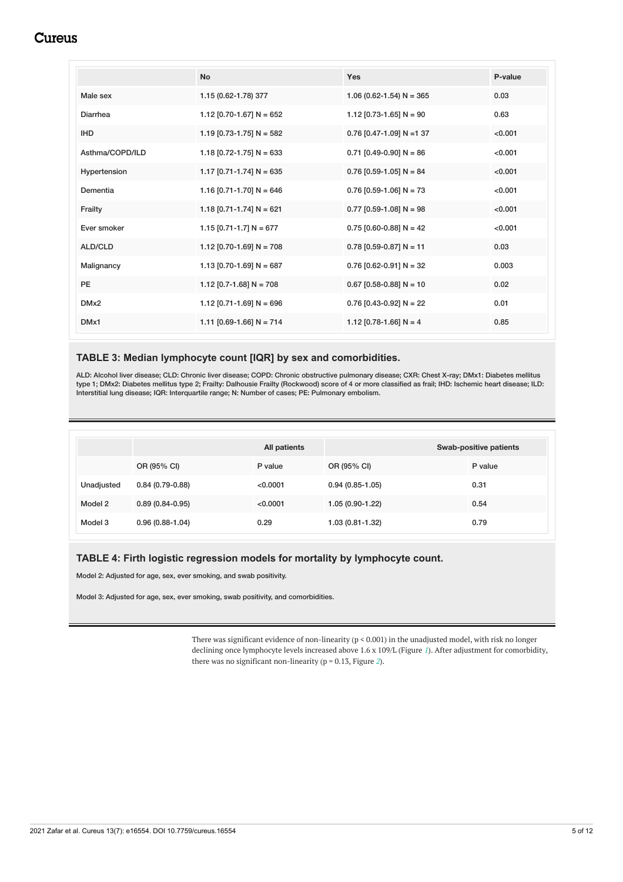|  | No | Yes | P-value |
| --- | --- | --- | --- |
| Male sex | 1.15 (0.62-1.78) 377 | 1.06 (0.62-1.54) N = 365 | 0.03 |
| Diarrhea | 1.12 [0.70-1.67] N = 652 | 1.12 [0.73-1.65] N = 90 | 0.63 |
| IHD | 1.19 [0.73-1.75] N = 582 | 0.76 [0.47-1.09] N =1 37 | <0.001 |
| Asthma/COPD/ILD | 1.18 [0.72-1.75] N = 633 | 0.71 [0.49-0.90] N = 86 | <0.001 |
| Hypertension | 1.17 [0.71-1.74] N = 635 | 0.76 [0.59-1.05] N = 84 | <0.001 |
| Dementia | 1.16 [0.71-1.70] N = 646 | 0.76 [0.59-1.06] N = 73 | <0.001 |
| Frailty | 1.18 [0.71-1.74] N = 621 | 0.77 [0.59-1.08] N = 98 | <0.001 |
| Ever smoker | 1.15 [0.71-1.7] N = 677 | 0.75 [0.60-0.88] N = 42 | <0.001 |
| ALD/CLD | 1.12 [0.70-1.69] N = 708 | 0.78 [0.59-0.87] N = 11 | 0.03 |
| Malignancy | 1.13 [0.70-1.69] N = 687 | 0.76 [0.62-0.91] N = 32 | 0.003 |
| PE | 1.12 [0.7-1.68] N = 708 | 0.67 [0.58-0.88] N = 10 | 0.02 |
| DMx2 | 1.12 [0.71-1.69] N = 696 | 0.76 [0.43-0.92] N = 22 | 0.01 |
| DMx1 | 1.11 [0.69-1.66] N = 714 | 1.12 [0.78-1.66] N = 4 | 0.85 |

**TABLE 3: Median lymphocyte count [IQR] by sex and comorbidities.**

ALD: Alcohol liver disease; CLD: Chronic liver disease; COPD: Chronic obstructive pulmonary disease; CXR: Chest X-ray; DMx1: Diabetes mellitus type 1; DMx2: Diabetes mellitus type 2; Frailty: Dalhousie Frailty (Rockwood) score of 4 or more classified as frail; IHD: Ischemic heart disease; ILD: Interstitial lung disease; IQR: Interquartile range; N: Number of cases; PE: Pulmonary embolism.

|  | All patients |  | Swab-positive patients |  |
| --- | --- | --- | --- | --- |
|  | OR (95% CI) | P value | OR (95% CI) | P value |
| Unadjusted | 0.84 (0.79-0.88) | <0.0001 | 0.94 (0.85-1.05) | 0.31 |
| Model 2 | 0.89 (0.84-0.95) | <0.0001 | 1.05 (0.90-1.22) | 0.54 |
| Model 3 | 0.96 (0.88-1.04) | 0.29 | 1.03 (0.81-1.32) | 0.79 |

**TABLE 4: Firth logistic regression models for mortality by lymphocyte count.**

Model 2: Adjusted for age, sex, ever smoking, and swab positivity.

Model 3: Adjusted for age, sex, ever smoking, swab positivity, and comorbidities.

There was significant evidence of non-linearity ($p < 0.001$) in the unadjusted model, with risk no longer declining once lymphocyte levels increased above 1.6 x 109/L (Figure 1). After adjustment for comorbidity, there was no significant non-linearity ($p = 0.13$, Figure 2).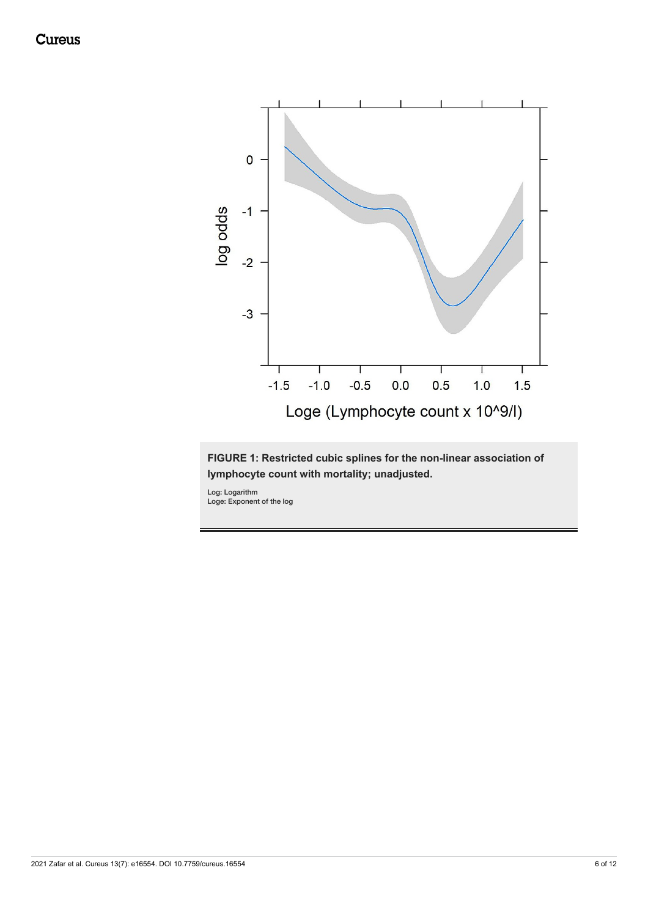**FIGURE 1: Restricted cubic splines for the non-linear association of lymphocyte count with mortality; unadjusted.**

Log: Logarithm

Loge: Exponent of the log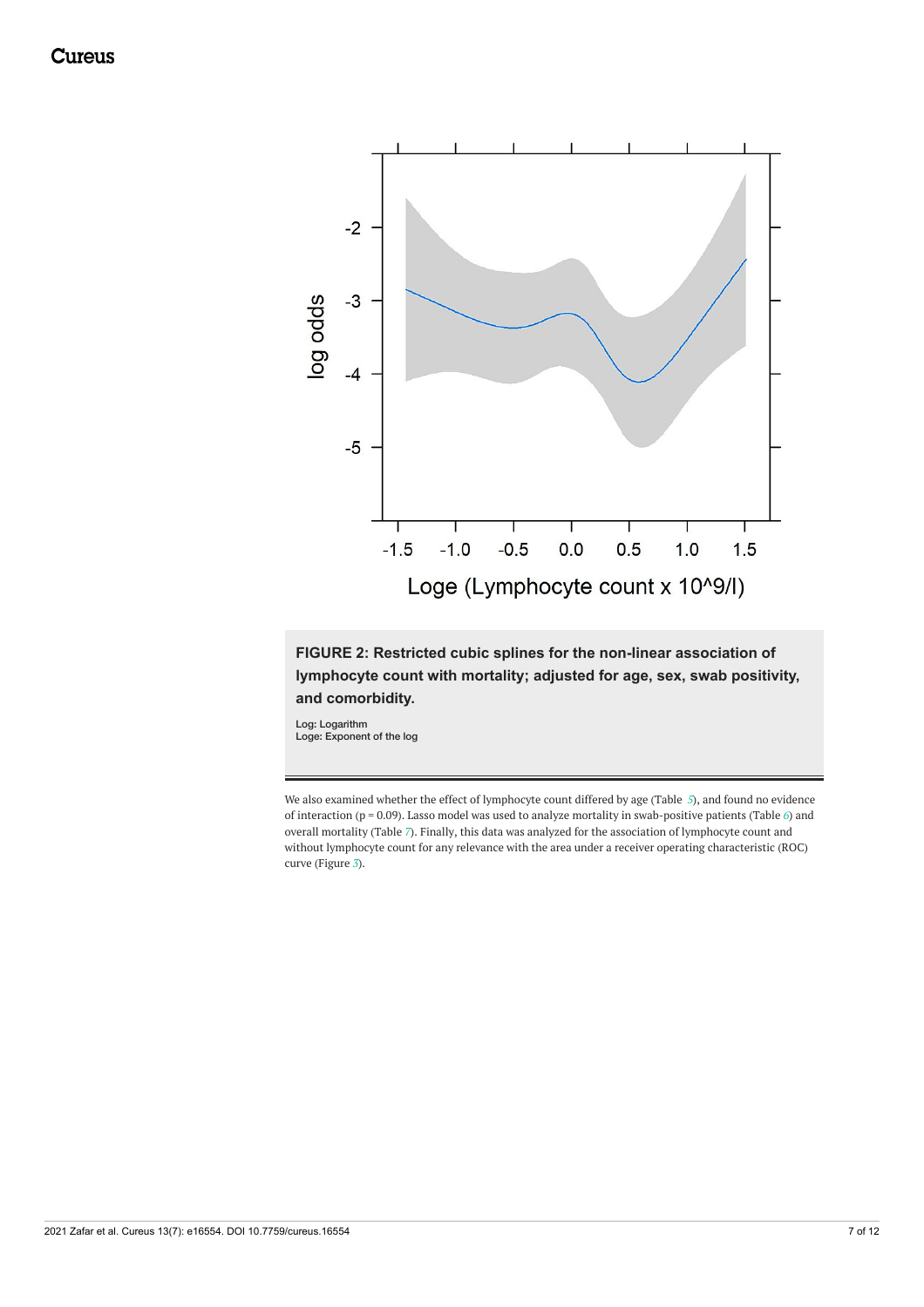**FIGURE 2: Restricted cubic splines for the non-linear association of lymphocyte count with mortality; adjusted for age, sex, swab positivity, and comorbidity.**

Log: Logarithm

Loge: Exponent of the log

We also examined whether the effect of lymphocyte count differed by age (Table 5), and found no evidence of interaction (p = 0.09). Lasso model was used to analyze mortality in swab-positive patients (Table 6) and overall mortality (Table 7). Finally, this data was analyzed for the association of lymphocyte count and without lymphocyte count for any relevance with the area under a receiver operating characteristic (ROC) curve (Figure 3).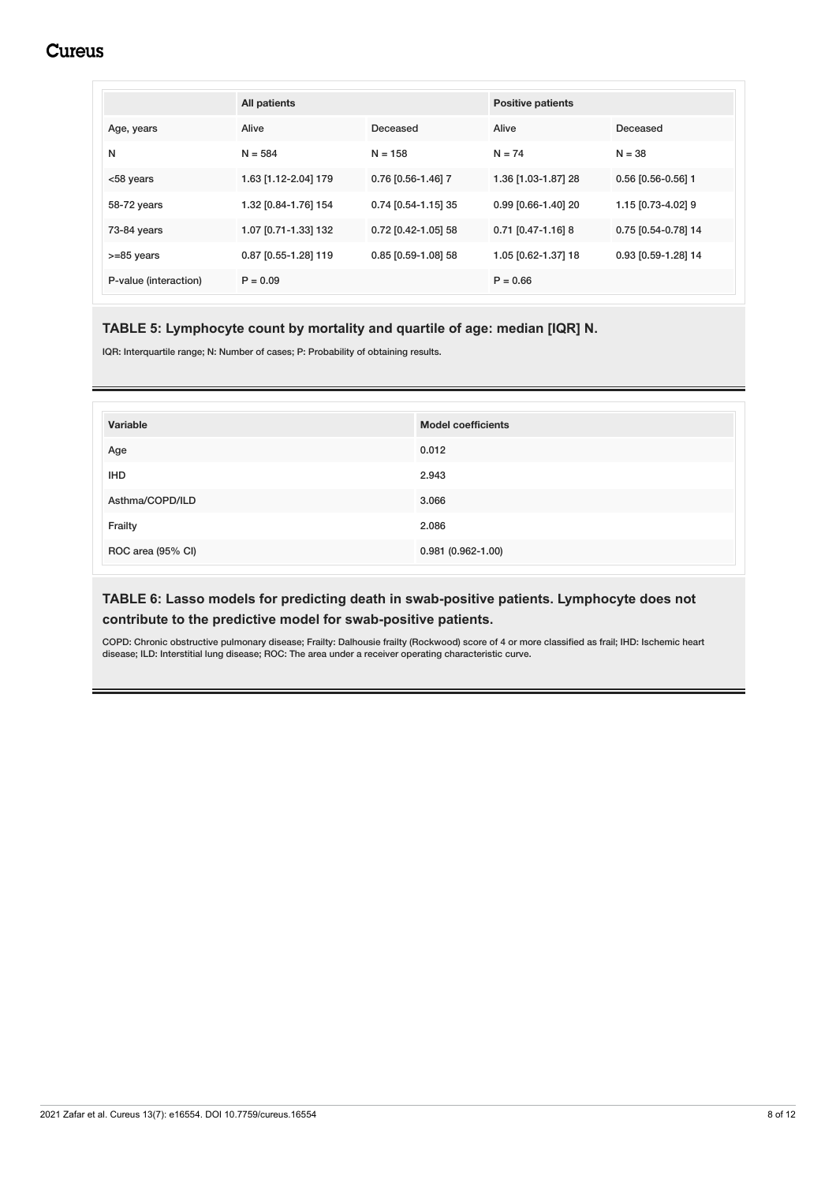|  | All patients |  | Positive patients |  |
|---|---|---|---|---|
| Age, years | Alive | Deceased | Alive | Deceased |
| N | N = 584 | N = 158 | N = 74 | N = 38 |
| <58 years | 1.63 [1.12-2.04] 179 | 0.76 [0.56-1.46] 7 | 1.36 [1.03-1.87] 28 | 0.56 [0.56-0.56] 1 |
| 58-72 years | 1.32 [0.84-1.76] 154 | 0.74 [0.54-1.15] 35 | 0.99 [0.66-1.40] 20 | 1.15 [0.73-4.02] 9 |
| 73-84 years | 1.07 [0.71-1.33] 132 | 0.72 [0.42-1.05] 58 | 0.71 [0.47-1.16] 8 | 0.75 [0.54-0.78] 14 |
| >=85 years | 0.87 [0.55-1.28] 119 | 0.85 [0.59-1.08] 58 | 1.05 [0.62-1.37] 18 | 0.93 [0.59-1.28] 14 |
| P-value (interaction) | P = 0.09 |  | P = 0.66 |  |

**TABLE 5: Lymphocyte count by mortality and quartile of age: median [IQR] N.**

IQR: Interquartile range; N: Number of cases; P: Probability of obtaining results.

| Variable | Model coefficients |
|---|---|
| Age | 0.012 |
| IHD | 2.943 |
| Asthma/COPD/ILD | 3.066 |
| Frailty | 2.086 |
| ROC area (95% CI) | 0.981 (0.962-1.00) |

**TABLE 6: Lasso models for predicting death in swab-positive patients. Lymphocyte does not contribute to the predictive model for swab-positive patients.**

COPD: Chronic obstructive pulmonary disease; Frailty: Dalhousie frailty (Rockwood) score of 4 or more classified as frail; IHD: Ischemic heart disease; ILD: Interstitial lung disease; ROC: The area under a receiver operating characteristic curve.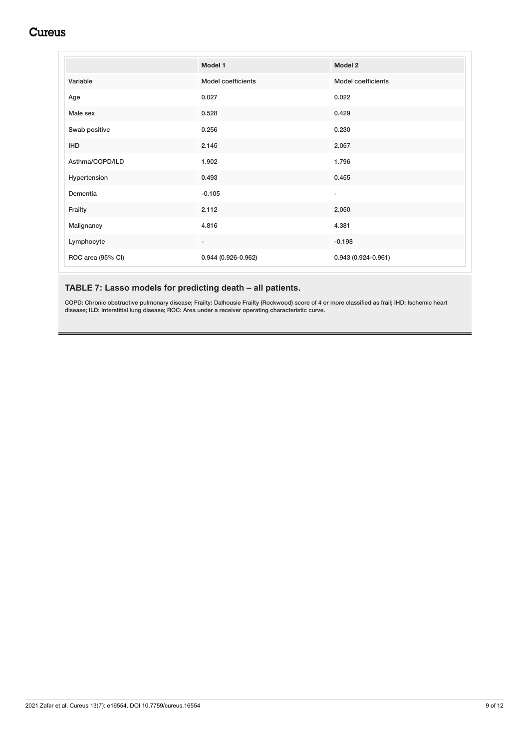| | Model 1 | Model 2 |
|---|---|---|
| Variable | Model coefficients | Model coefficients |
| Age | 0.027 | 0.022 |
| Male sex | 0.528 | 0.429 |
| Swab positive | 0.256 | 0.230 |
| IHD | 2.145 | 2.057 |
| Asthma/COPD/ILD | 1.902 | 1.796 |
| Hypertension | 0.493 | 0.455 |
| Dementia | -0.105 | - |
| Frailty | 2.112 | 2.050 |
| Malignancy | 4.816 | 4.381 |
| Lymphocyte | - | -0.198 |
| ROC area (95% CI) | 0.944 (0.926-0.962) | 0.943 (0.924-0.961) |

**TABLE 7: Lasso models for predicting death – all patients.**

COPD: Chronic obstructive pulmonary disease; Frailty: Dalhousie Frailty (Rockwood) score of 4 or more classified as frail; IHD: Ischemic heart disease; ILD: Interstitial lung disease; ROC: Area under a receiver operating characteristic curve.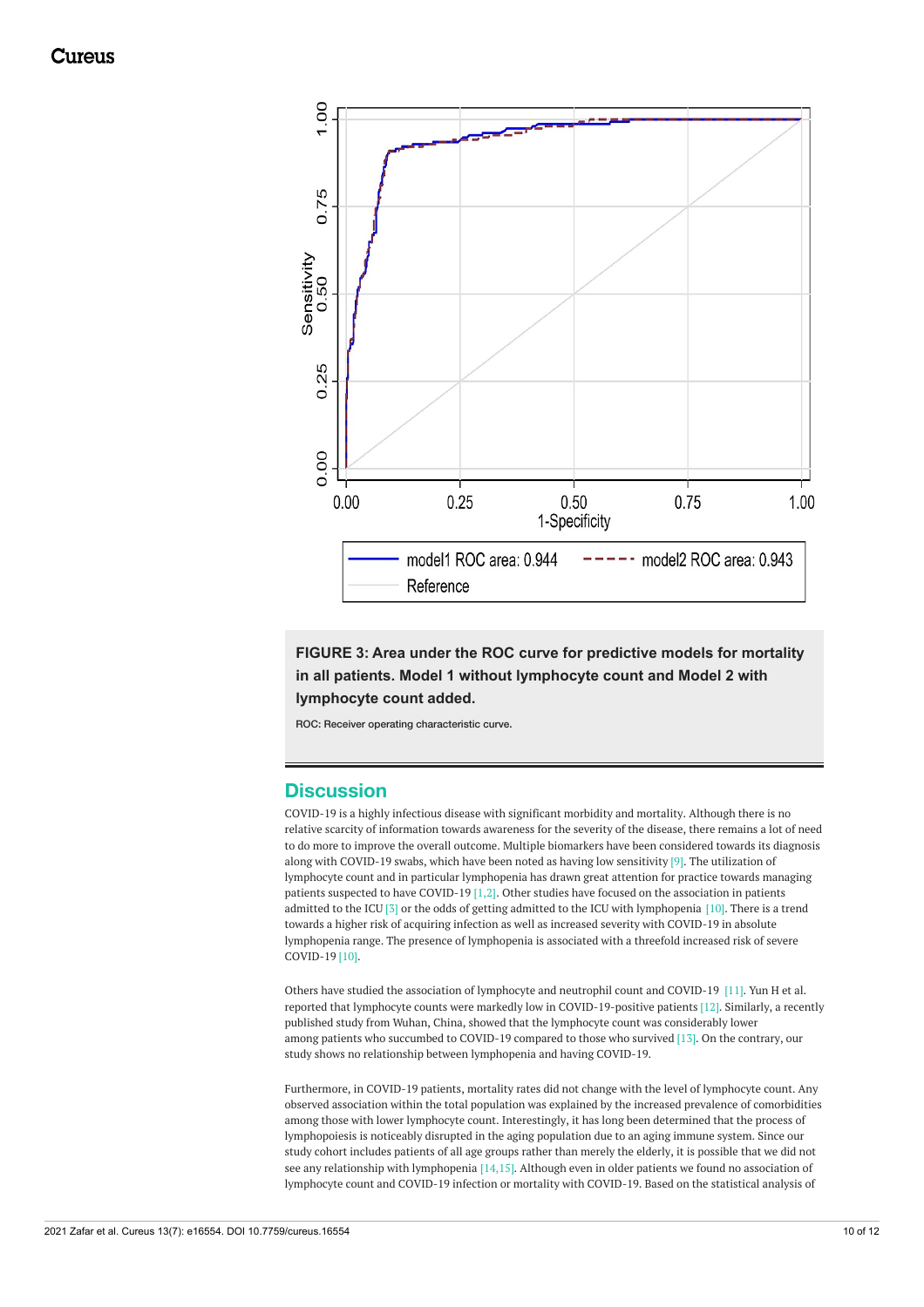FIGURE 3: Area under the ROC curve for predictive models for mortality in all patients. Model 1 without lymphocyte count and Model 2 with lymphocyte count added.

ROC: Receiver operating characteristic curve.

## Discussion

COVID-19 is a highly infectious disease with significant morbidity and mortality. Although there is no relative scarcity of information towards awareness for the severity of the disease, there remains a lot of need to do more to improve the overall outcome. Multiple biomarkers have been considered towards its diagnosis along with COVID-19 swabs, which have been noted as having low sensitivity [9]. The utilization of lymphocyte count and in particular lymphopenia has drawn great attention for practice towards managing patients suspected to have COVID-19 [1,2]. Other studies have focused on the association in patients admitted to the ICU [3] or the odds of getting admitted to the ICU with lymphopenia [10]. There is a trend towards a higher risk of acquiring infection as well as increased severity with COVID-19 in absolute lymphopenia range. The presence of lymphopenia is associated with a threefold increased risk of severe COVID-19 [10].

Others have studied the association of lymphocyte and neutrophil count and COVID-19 [11]. Yun H et al. reported that lymphocyte counts were markedly low in COVID-19-positive patients [12]. Similarly, a recently published study from Wuhan, China, showed that the lymphocyte count was considerably lower among patients who succumbed to COVID-19 compared to those who survived [13]. On the contrary, our study shows no relationship between lymphopenia and having COVID-19.

Furthermore, in COVID-19 patients, mortality rates did not change with the level of lymphocyte count. Any observed association within the total population was explained by the increased prevalence of comorbidities among those with lower lymphocyte count. Interestingly, it has long been determined that the process of lymphopoiesis is noticeably disrupted in the aging population due to an aging immune system. Since our study cohort includes patients of all age groups rather than merely the elderly, it is possible that we did not see any relationship with lymphopenia [14,15]. Although even in older patients we found no association of lymphocyte count and COVID-19 infection or mortality with COVID-19. Based on the statistical analysis of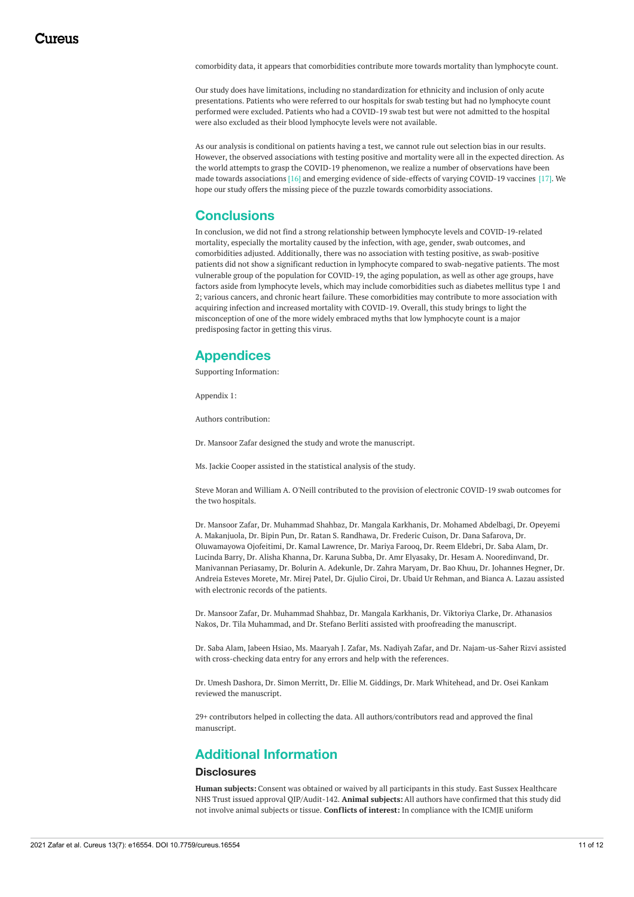comorbidity data, it appears that comorbidities contribute more towards mortality than lymphocyte count.

Our study does have limitations, including no standardization for ethnicity and inclusion of only acute presentations. Patients who were referred to our hospitals for swab testing but had no lymphocyte count performed were excluded. Patients who had a COVID-19 swab test but were not admitted to the hospital were also excluded as their blood lymphocyte levels were not available.

As our analysis is conditional on patients having a test, we cannot rule out selection bias in our results. However, the observed associations with testing positive and mortality were all in the expected direction. As the world attempts to grasp the COVID-19 phenomenon, we realize a number of observations have been made towards associations [16] and emerging evidence of side-effects of varying COVID-19 vaccines [17]. We hope our study offers the missing piece of the puzzle towards comorbidity associations.

## Conclusions

In conclusion, we did not find a strong relationship between lymphocyte levels and COVID-19-related mortality, especially the mortality caused by the infection, with age, gender, swab outcomes, and comorbidities adjusted. Additionally, there was no association with testing positive, as swab-positive patients did not show a significant reduction in lymphocyte compared to swab-negative patients. The most vulnerable group of the population for COVID-19, the aging population, as well as other age groups, have factors aside from lymphocyte levels, which may include comorbidities such as diabetes mellitus type 1 and 2; various cancers, and chronic heart failure. These comorbidities may contribute to more association with acquiring infection and increased mortality with COVID-19. Overall, this study brings to light the misconception of one of the more widely embraced myths that low lymphocyte count is a major predisposing factor in getting this virus.

## Appendices

Supporting Information:

Appendix 1:

Authors contribution:

Dr. Mansoor Zafar designed the study and wrote the manuscript.

Ms. Jackie Cooper assisted in the statistical analysis of the study.

Steve Moran and William A. O'Neill contributed to the provision of electronic COVID-19 swab outcomes for the two hospitals.

Dr. Mansoor Zafar, Dr. Muhammad Shahbaz, Dr. Mangala Karkhanis, Dr. Mohamed Abdelbagi, Dr. Opeyemi A. Makanjuola, Dr. Bipin Pun, Dr. Ratan S. Randhawa, Dr. Frederic Cuison, Dr. Dana Safarova, Dr. Oluwamayowa Ojofeitimi, Dr. Kamal Lawrence, Dr. Mariya Farooq, Dr. Reem Eldebri, Dr. Saba Alam, Dr. Lucinda Barry, Dr. Alisha Khanna, Dr. Karuna Subba, Dr. Amr Elyasaky, Dr. Hesam A. Nooredinvand, Dr. Manivannan Periasamy, Dr. Bolurin A. Adekunle, Dr. Zahra Maryam, Dr. Bao Khuu, Dr. Johannes Hegner, Dr. Andreia Esteves Morete, Mr. Mirej Patel, Dr. Gjulio Ciroi, Dr. Ubaid Ur Rehman, and Bianca A. Lazau assisted with electronic records of the patients.

Dr. Mansoor Zafar, Dr. Muhammad Shahbaz, Dr. Mangala Karkhanis, Dr. Viktoriya Clarke, Dr. Athanasios Nakos, Dr. Tila Muhammad, and Dr. Stefano Berliti assisted with proofreading the manuscript.

Dr. Saba Alam, Jabeen Hsiao, Ms. Maaryah J. Zafar, Ms. Nadiyah Zafar, and Dr. Najam-us-Saher Rizvi assisted with cross-checking data entry for any errors and help with the references.

Dr. Umesh Dashora, Dr. Simon Merritt, Dr. Ellie M. Giddings, Dr. Mark Whitehead, and Dr. Osei Kankam reviewed the manuscript.

29+ contributors helped in collecting the data. All authors/contributors read and approved the final manuscript.

## Additional Information

### Disclosures

**Human subjects:** Consent was obtained or waived by all participants in this study. East Sussex Healthcare NHS Trust issued approval QIP/Audit-142. **Animal subjects:** All authors have confirmed that this study did not involve animal subjects or tissue. **Conflicts of interest:** In compliance with the ICMJE uniform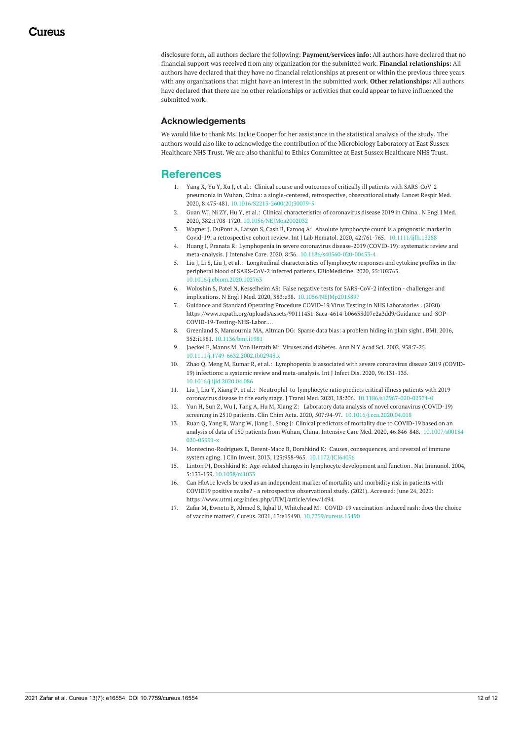disclosure form, all authors declare the following: **Payment/services info:** All authors have declared that no financial support was received from any organization for the submitted work. **Financial relationships:** All authors have declared that they have no financial relationships at present or within the previous three years with any organizations that might have an interest in the submitted work. **Other relationships:** All authors have declared that there are no other relationships or activities that could appear to have influenced the submitted work.

### Acknowledgements

We would like to thank Ms. Jackie Cooper for her assistance in the statistical analysis of the study. The authors would also like to acknowledge the contribution of the Microbiology Laboratory at East Sussex Healthcare NHS Trust. We are also thankful to Ethics Committee at East Sussex Healthcare NHS Trust.

## References

1. Yang X, Yu Y, Xu J, et al.: Clinical course and outcomes of critically ill patients with SARS-CoV-2 pneumonia in Wuhan, China: a single-centered, retrospective, observational study. Lancet Respir Med. 2020, 8:475-481. 10.1016/S2213-2600(20)30079-5
2. Guan WJ, Ni ZY, Hu Y, et al.: Clinical characteristics of coronavirus disease 2019 in China . N Engl J Med. 2020, 382:1708-1720. 10.1056/NEJMoa2002032
3. Wagner J, DuPont A, Larson S, Cash B, Farooq A: Absolute lymphocyte count is a prognostic marker in Covid-19: a retrospective cohort review. Int J Lab Hematol. 2020, 42:761-765. 10.1111/ijlh.13288
4. Huang I, Pranata R: Lymphopenia in severe coronavirus disease-2019 (COVID-19): systematic review and meta-analysis. J Intensive Care. 2020, 8:36. 10.1186/s40560-020-00453-4
5. Liu J, Li S, Liu J, et al.: Longitudinal characteristics of lymphocyte responses and cytokine profiles in the peripheral blood of SARS-CoV-2 infected patients. EBioMedicine. 2020, 55:102763. 10.1016/j.ebiom.2020.102763
6. Woloshin S, Patel N, Kesselheim AS: False negative tests for SARS-CoV-2 infection - challenges and implications. N Engl J Med. 2020, 383:e38. 10.1056/NEJMp2015897
7. Guidance and Standard Operating Procedure COVID-19 Virus Testing in NHS Laboratories . (2020). https://www.rcpath.org/uploads/assets/90111431-8aca-4614-b06633d07e2a3dd9/Guidance-and-SOP-COVID-19-Testing-NHS-Labor....
8. Greenland S, Mansournia MA, Altman DG: Sparse data bias: a problem hiding in plain sight . BMJ. 2016, 352:i1981. 10.1136/bmj.i1981
9. Jaeckel E, Manns M, Von Herrath M: Viruses and diabetes. Ann N Y Acad Sci. 2002, 958:7-25. 10.1111/j.1749-6632.2002.tb02943.x
10. Zhao Q, Meng M, Kumar R, et al.: Lymphopenia is associated with severe coronavirus disease 2019 (COVID-19) infections: a systemic review and meta-analysis. Int J Infect Dis. 2020, 96:131-135. 10.1016/j.ijid.2020.04.086
11. Liu J, Liu Y, Xiang P, et al.: Neutrophil-to-lymphocyte ratio predicts critical illness patients with 2019 coronavirus disease in the early stage. J Transl Med. 2020, 18:206. 10.1186/s12967-020-02374-0
12. Yun H, Sun Z, Wu J, Tang A, Hu M, Xiang Z: Laboratory data analysis of novel coronavirus (COVID-19) screening in 2510 patients. Clin Chim Acta. 2020, 507:94-97. 10.1016/j.cca.2020.04.018
13. Ruan Q, Yang K, Wang W, Jiang L, Song J: Clinical predictors of mortality due to COVID-19 based on an analysis of data of 150 patients from Wuhan, China. Intensive Care Med. 2020, 46:846-848. 10.1007/s00134-020-05991-x
14. Montecino-Rodriguez E, Berent-Maoz B, Dorshkind K: Causes, consequences, and reversal of immune system aging. J Clin Invest. 2013, 123:958-965. 10.1172/JCI64096
15. Linton PJ, Dorshkind K: Age-related changes in lymphocyte development and function . Nat Immunol. 2004, 5:133-139. 10.1038/ni1033
16. Can HbA1c levels be used as an independent marker of mortality and morbidity risk in patients with COVID19 positive swabs? - a retrospective observational study. (2021). Accessed: June 24, 2021: https://www.utmj.org/index.php/UTMJ/article/view/1494.
17. Zafar M, Ewnetu B, Ahmed S, Iqbal U, Whitehead M: COVID-19 vaccination-induced rash: does the choice of vaccine matter?. Cureus. 2021, 13:e15490. 10.7759/cureus.15490